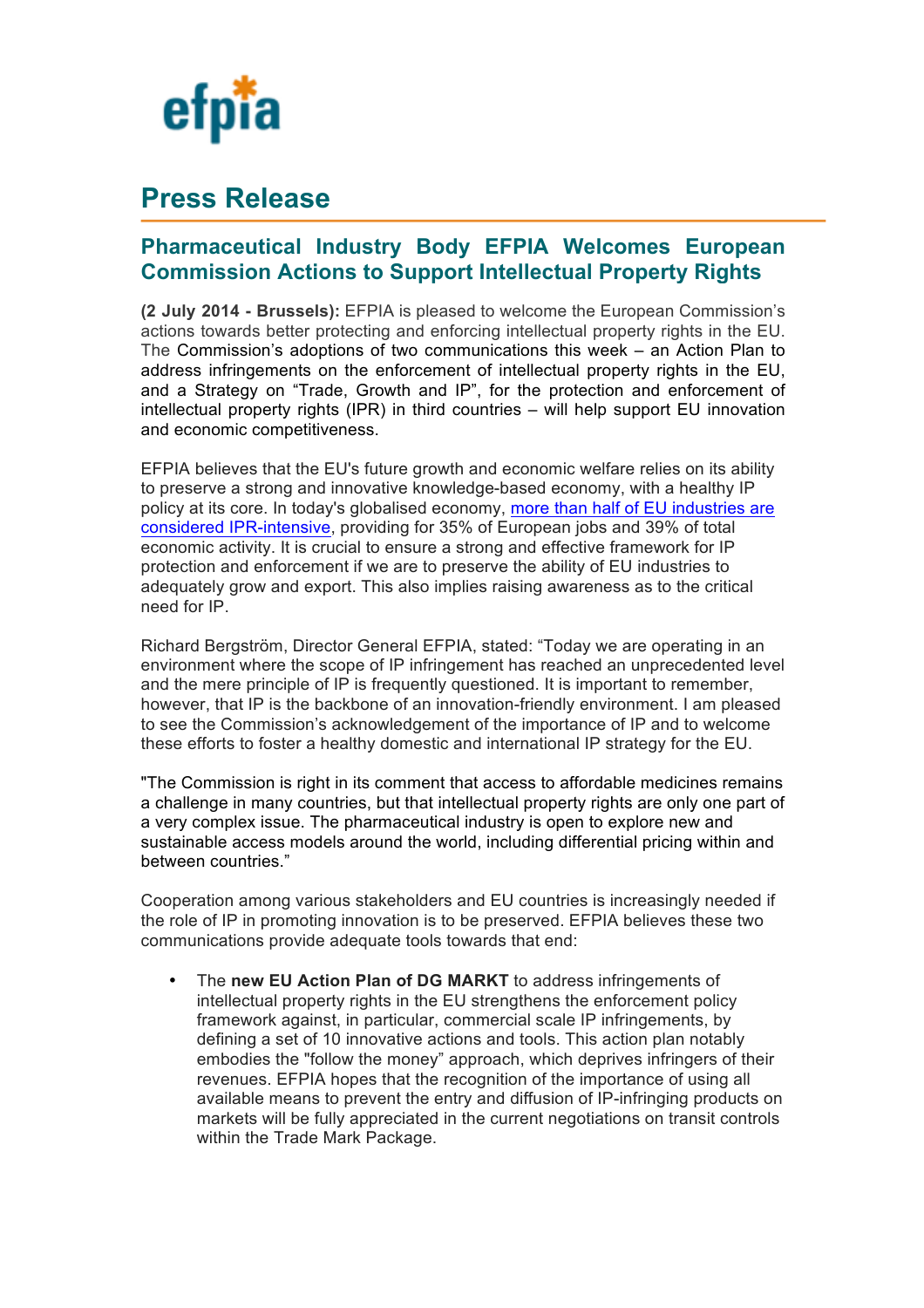efpia

# Press Release

## Pharmaceutical Industry Body EFPIA Welcomes European Commission Actions to Support Intellectual Property Rights

**(2 July 2014 - Brussels):** EFPIA is pleased to welcome the European Commission's actions towards better protecting and enforcing intellectual property rights in the EU. The Commission's adoptions of two communications this week – an Action Plan to address infringements on the enforcement of intellectual property rights in the EU, and a Strategy on "Trade, Growth and IP", for the protection and enforcement of intellectual property rights (IPR) in third countries – will help support EU innovation and economic competitiveness.

EFPIA believes that the EU's future growth and economic welfare relies on its ability to preserve a strong and innovative knowledge-based economy, with a healthy IP policy at its core. In today's globalised economy, more than half of EU industries are considered IPR-intensive, providing for 35% of European jobs and 39% of total economic activity. It is crucial to ensure a strong and effective framework for IP protection and enforcement if we are to preserve the ability of EU industries to adequately grow and export. This also implies raising awareness as to the critical need for IP.

Richard Bergström, Director General EFPIA, stated: "Today we are operating in an environment where the scope of IP infringement has reached an unprecedented level and the mere principle of IP is frequently questioned. It is important to remember, however, that IP is the backbone of an innovation-friendly environment. I am pleased to see the Commission's acknowledgement of the importance of IP and to welcome these efforts to foster a healthy domestic and international IP strategy for the EU.

"The Commission is right in its comment that access to affordable medicines remains a challenge in many countries, but that intellectual property rights are only one part of a very complex issue. The pharmaceutical industry is open to explore new and sustainable access models around the world, including differential pricing within and between countries."

Cooperation among various stakeholders and EU countries is increasingly needed if the role of IP in promoting innovation is to be preserved. EFPIA believes these two communications provide adequate tools towards that end:

- The **new EU Action Plan of DG MARKT** to address infringements of intellectual property rights in the EU strengthens the enforcement policy framework against, in particular, commercial scale IP infringements, by defining a set of 10 innovative actions and tools. This action plan notably embodies the "follow the money" approach, which deprives infringers of their revenues. EFPIA hopes that the recognition of the importance of using all available means to prevent the entry and diffusion of IP-infringing products on markets will be fully appreciated in the current negotiations on transit controls within the Trade Mark Package.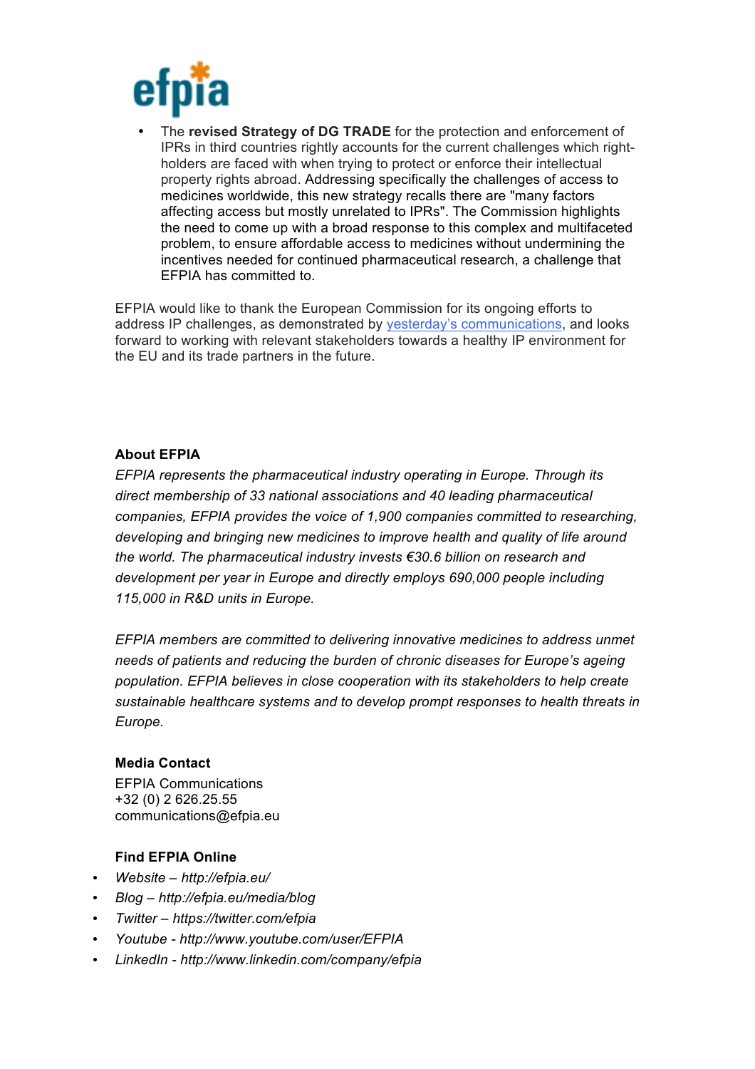- The **revised Strategy of DG TRADE** for the protection and enforcement of IPRs in third countries rightly accounts for the current challenges which right-holders are faced with when trying to protect or enforce their intellectual property rights abroad. Addressing specifically the challenges of access to medicines worldwide, this new strategy recalls there are "many factors affecting access but mostly unrelated to IPRs". The Commission highlights the need to come up with a broad response to this complex and multifaceted problem, to ensure affordable access to medicines without undermining the incentives needed for continued pharmaceutical research, a challenge that EFPIA has committed to.

EFPIA would like to thank the European Commission for its ongoing efforts to address IP challenges, as demonstrated by yesterday's communications, and looks forward to working with relevant stakeholders towards a healthy IP environment for the EU and its trade partners in the future.

**About EFPIA**

*EFPIA represents the pharmaceutical industry operating in Europe. Through its direct membership of 33 national associations and 40 leading pharmaceutical companies, EFPIA provides the voice of 1,900 companies committed to researching, developing and bringing new medicines to improve health and quality of life around the world. The pharmaceutical industry invests €30.6 billion on research and development per year in Europe and directly employs 690,000 people including 115,000 in R&D units in Europe.*

*EFPIA members are committed to delivering innovative medicines to address unmet needs of patients and reducing the burden of chronic diseases for Europe's ageing population. EFPIA believes in close cooperation with its stakeholders to help create sustainable healthcare systems and to develop prompt responses to health threats in Europe.*

**Media Contact**

EFPIA Communications
+32 (0) 2 626.25.55
communications@efpia.eu

**Find EFPIA Online**

- *Website – http://efpia.eu/*
- *Blog – http://efpia.eu/media/blog*
- *Twitter – https://twitter.com/efpia*
- *Youtube - http://www.youtube.com/user/EFPIA*
- *LinkedIn - http://www.linkedin.com/company/efpia*